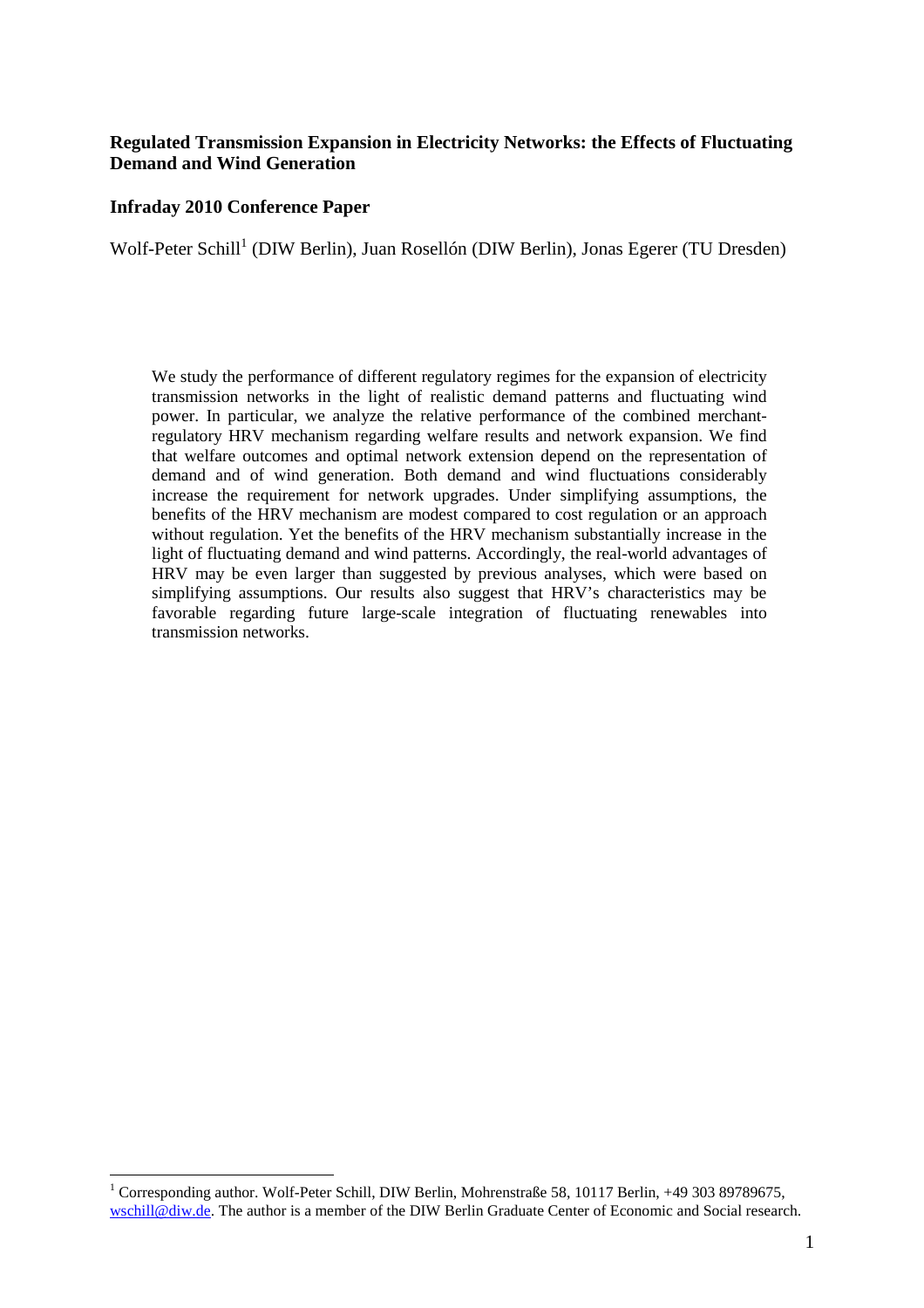**Regulated Transmission Expansion in Electricity Networks: the Effects of Fluctuating Demand and Wind Generation**

**Infraday 2010 Conference Paper**

Wolf-Peter Schill[1] (DIW Berlin), Juan Rosellón (DIW Berlin), Jonas Egerer (TU Dresden)

We study the performance of different regulatory regimes for the expansion of electricity transmission networks in the light of realistic demand patterns and fluctuating wind power. In particular, we analyze the relative performance of the combined merchant-regulatory HRV mechanism regarding welfare results and network expansion. We find that welfare outcomes and optimal network extension depend on the representation of demand and of wind generation. Both demand and wind fluctuations considerably increase the requirement for network upgrades. Under simplifying assumptions, the benefits of the HRV mechanism are modest compared to cost regulation or an approach without regulation. Yet the benefits of the HRV mechanism substantially increase in the light of fluctuating demand and wind patterns. Accordingly, the real-world advantages of HRV may be even larger than suggested by previous analyses, which were based on simplifying assumptions. Our results also suggest that HRV's characteristics may be favorable regarding future large-scale integration of fluctuating renewables into transmission networks.

[1] Corresponding author. Wolf-Peter Schill, DIW Berlin, Mohrenstraße 58, 10117 Berlin, +49 303 89789675, wschill@diw.de. The author is a member of the DIW Berlin Graduate Center of Economic and Social research.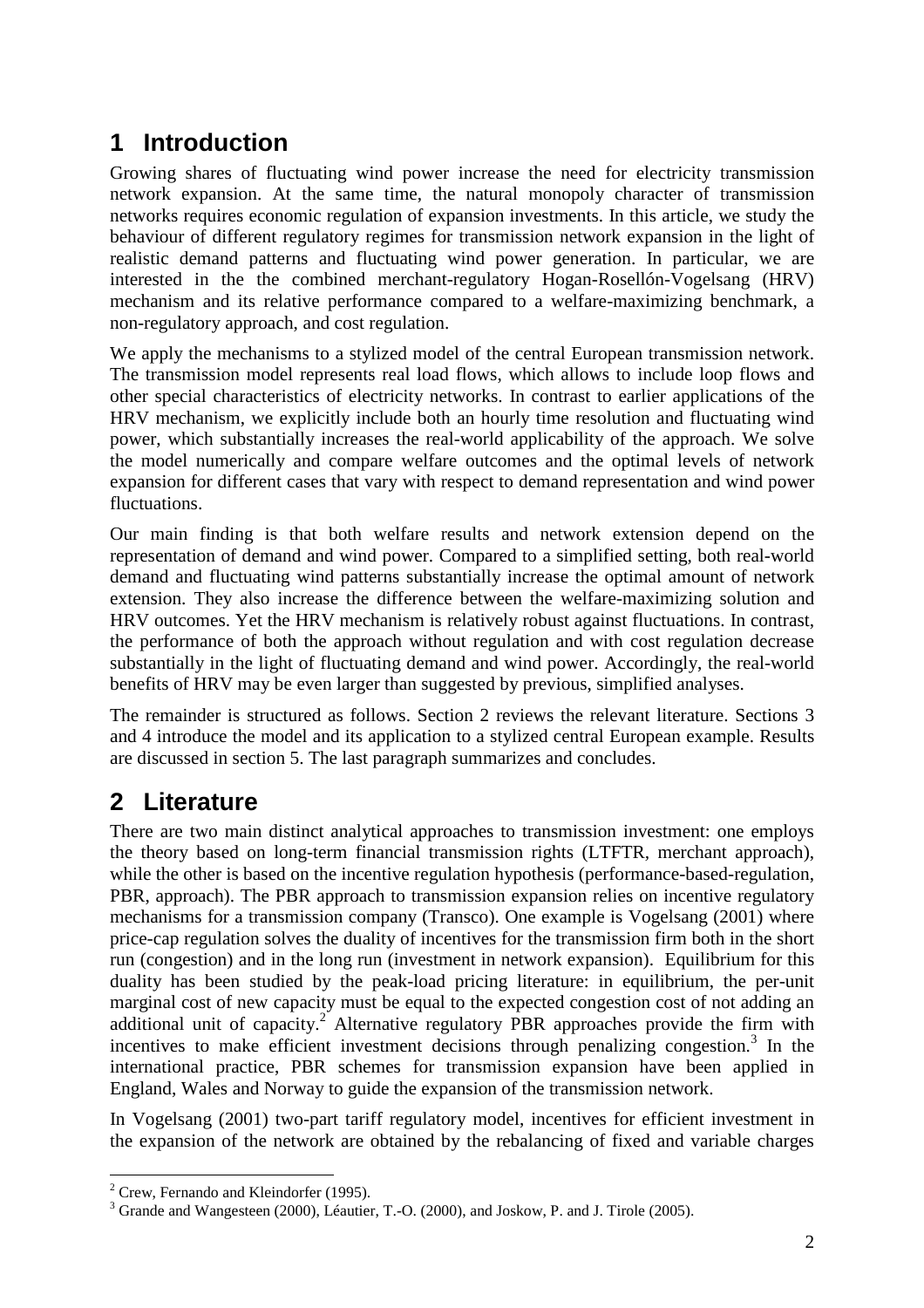# 1 Introduction

Growing shares of fluctuating wind power increase the need for electricity transmission network expansion. At the same time, the natural monopoly character of transmission networks requires economic regulation of expansion investments. In this article, we study the behaviour of different regulatory regimes for transmission network expansion in the light of realistic demand patterns and fluctuating wind power generation. In particular, we are interested in the the combined merchant-regulatory Hogan-Rosellón-Vogelsang (HRV) mechanism and its relative performance compared to a welfare-maximizing benchmark, a non-regulatory approach, and cost regulation.

We apply the mechanisms to a stylized model of the central European transmission network. The transmission model represents real load flows, which allows to include loop flows and other special characteristics of electricity networks. In contrast to earlier applications of the HRV mechanism, we explicitly include both an hourly time resolution and fluctuating wind power, which substantially increases the real-world applicability of the approach. We solve the model numerically and compare welfare outcomes and the optimal levels of network expansion for different cases that vary with respect to demand representation and wind power fluctuations.

Our main finding is that both welfare results and network extension depend on the representation of demand and wind power. Compared to a simplified setting, both real-world demand and fluctuating wind patterns substantially increase the optimal amount of network extension. They also increase the difference between the welfare-maximizing solution and HRV outcomes. Yet the HRV mechanism is relatively robust against fluctuations. In contrast, the performance of both the approach without regulation and with cost regulation decrease substantially in the light of fluctuating demand and wind power. Accordingly, the real-world benefits of HRV may be even larger than suggested by previous, simplified analyses.

The remainder is structured as follows. Section 2 reviews the relevant literature. Sections 3 and 4 introduce the model and its application to a stylized central European example. Results are discussed in section 5. The last paragraph summarizes and concludes.

# 2 Literature

There are two main distinct analytical approaches to transmission investment: one employs the theory based on long-term financial transmission rights (LTFTR, merchant approach), while the other is based on the incentive regulation hypothesis (performance-based-regulation, PBR, approach). The PBR approach to transmission expansion relies on incentive regulatory mechanisms for a transmission company (Transco). One example is Vogelsang (2001) where price-cap regulation solves the duality of incentives for the transmission firm both in the short run (congestion) and in the long run (investment in network expansion). Equilibrium for this duality has been studied by the peak-load pricing literature: in equilibrium, the per-unit marginal cost of new capacity must be equal to the expected congestion cost of not adding an additional unit of capacity.[2] Alternative regulatory PBR approaches provide the firm with incentives to make efficient investment decisions through penalizing congestion.[3] In the international practice, PBR schemes for transmission expansion have been applied in England, Wales and Norway to guide the expansion of the transmission network.

In Vogelsang (2001) two-part tariff regulatory model, incentives for efficient investment in the expansion of the network are obtained by the rebalancing of fixed and variable charges

[2] Crew, Fernando and Kleindorfer (1995).

[3] Grande and Wangesteen (2000), Léautier, T.-O. (2000), and Joskow, P. and J. Tirole (2005).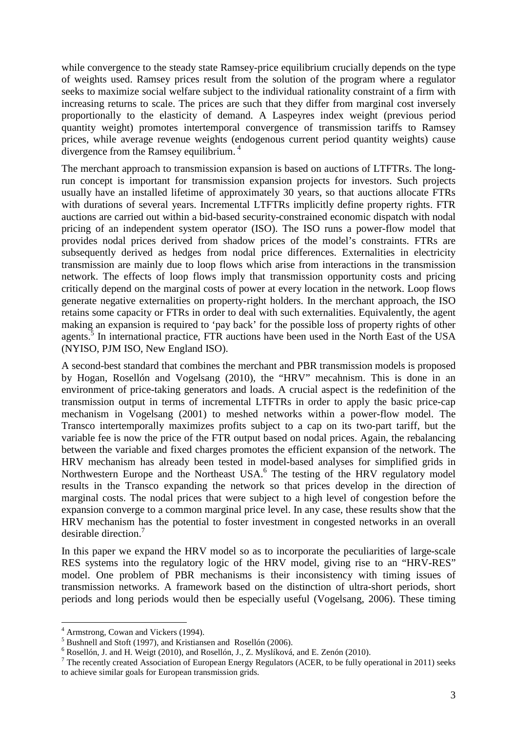while convergence to the steady state Ramsey-price equilibrium crucially depends on the type of weights used. Ramsey prices result from the solution of the program where a regulator seeks to maximize social welfare subject to the individual rationality constraint of a firm with increasing returns to scale. The prices are such that they differ from marginal cost inversely proportionally to the elasticity of demand. A Laspeyres index weight (previous period quantity weight) promotes intertemporal convergence of transmission tariffs to Ramsey prices, while average revenue weights (endogenous current period quantity weights) cause divergence from the Ramsey equilibrium. [4]

The merchant approach to transmission expansion is based on auctions of LTFTRs. The long-run concept is important for transmission expansion projects for investors. Such projects usually have an installed lifetime of approximately 30 years, so that auctions allocate FTRs with durations of several years. Incremental LTFTRs implicitly define property rights. FTR auctions are carried out within a bid-based security-constrained economic dispatch with nodal pricing of an independent system operator (ISO). The ISO runs a power-flow model that provides nodal prices derived from shadow prices of the model's constraints. FTRs are subsequently derived as hedges from nodal price differences. Externalities in electricity transmission are mainly due to loop flows which arise from interactions in the transmission network. The effects of loop flows imply that transmission opportunity costs and pricing critically depend on the marginal costs of power at every location in the network. Loop flows generate negative externalities on property-right holders. In the merchant approach, the ISO retains some capacity or FTRs in order to deal with such externalities. Equivalently, the agent making an expansion is required to 'pay back' for the possible loss of property rights of other agents.[5] In international practice, FTR auctions have been used in the North East of the USA (NYISO, PJM ISO, New England ISO).

A second-best standard that combines the merchant and PBR transmission models is proposed by Hogan, Rosellón and Vogelsang (2010), the "HRV" mecahnism. This is done in an environment of price-taking generators and loads. A crucial aspect is the redefinition of the transmission output in terms of incremental LTFTRs in order to apply the basic price-cap mechanism in Vogelsang (2001) to meshed networks within a power-flow model. The Transco intertemporally maximizes profits subject to a cap on its two-part tariff, but the variable fee is now the price of the FTR output based on nodal prices. Again, the rebalancing between the variable and fixed charges promotes the efficient expansion of the network. The HRV mechanism has already been tested in model-based analyses for simplified grids in Northwestern Europe and the Northeast USA.[6] The testing of the HRV regulatory model results in the Transco expanding the network so that prices develop in the direction of marginal costs. The nodal prices that were subject to a high level of congestion before the expansion converge to a common marginal price level. In any case, these results show that the HRV mechanism has the potential to foster investment in congested networks in an overall desirable direction.[7]

In this paper we expand the HRV model so as to incorporate the peculiarities of large-scale RES systems into the regulatory logic of the HRV model, giving rise to an "HRV-RES" model. One problem of PBR mechanisms is their inconsistency with timing issues of transmission networks. A framework based on the distinction of ultra-short periods, short periods and long periods would then be especially useful (Vogelsang, 2006). These timing

---

[4] Armstrong, Cowan and Vickers (1994).

[5] Bushnell and Stoft (1997), and Kristiansen and Rosellón (2006).

[6] Rosellón, J. and H. Weigt (2010), and Rosellón, J., Z. Myslíková, and E. Zenón (2010).

[7] The recently created Association of European Energy Regulators (ACER, to be fully operational in 2011) seeks to achieve similar goals for European transmission grids.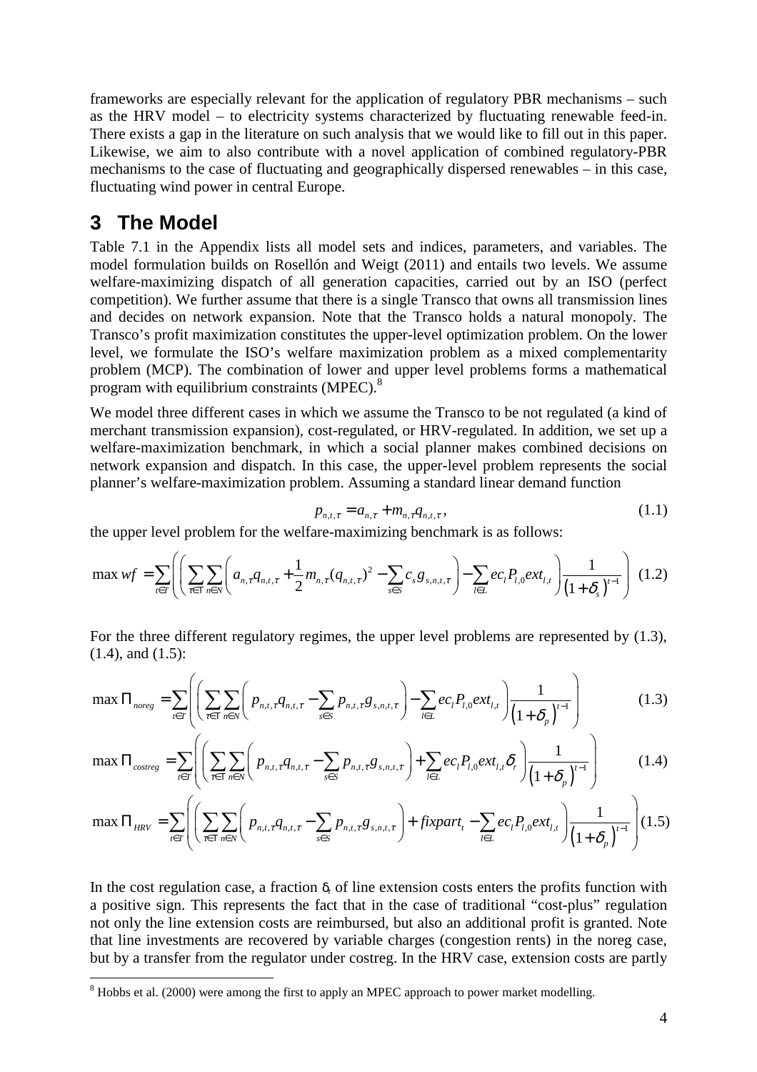frameworks are especially relevant for the application of regulatory PBR mechanisms – such as the HRV model – to electricity systems characterized by fluctuating renewable feed-in. There exists a gap in the literature on such analysis that we would like to fill out in this paper. Likewise, we aim to also contribute with a novel application of combined regulatory-PBR mechanisms to the case of fluctuating and geographically dispersed renewables – in this case, fluctuating wind power in central Europe.

# 3 The Model

Table 7.1 in the Appendix lists all model sets and indices, parameters, and variables. The model formulation builds on Rosellón and Weigt (2011) and entails two levels. We assume welfare-maximizing dispatch of all generation capacities, carried out by an ISO (perfect competition). We further assume that there is a single Transco that owns all transmission lines and decides on network expansion. Note that the Transco holds a natural monopoly. The Transco's profit maximization constitutes the upper-level optimization problem. On the lower level, we formulate the ISO's welfare maximization problem as a mixed complementarity problem (MCP). The combination of lower and upper level problems forms a mathematical program with equilibrium constraints (MPEC).[8]

We model three different cases in which we assume the Transco to be not regulated (a kind of merchant transmission expansion), cost-regulated, or HRV-regulated. In addition, we set up a welfare-maximization benchmark, in which a social planner makes combined decisions on network expansion and dispatch. In this case, the upper-level problem represents the social planner's welfare-maximization problem. Assuming a standard linear demand function

$$p_{n,t,\tau} = a_{n,\tau} + m_{n,\tau} q_{n,t,\tau}, \tag{1.1}$$

the upper level problem for the welfare-maximizing benchmark is as follows:

$$\max wf = \sum_{t \in T} \left( \left( \sum_{\tau \in \mathrm{T}} \sum_{n \in N} \left( a_{n,\tau} q_{n,t,\tau} + \frac{1}{2} m_{n,\tau} (q_{n,t,\tau})^2 - \sum_{s \in S} c_s g_{s,n,t,\tau} \right) - \sum_{l \in L} ec_l P_{l,0} ext_{l,t} \right) \frac{1}{\left(1+\delta_s\right)^{t-1}} \right) \tag{1.2}$$

For the three different regulatory regimes, the upper level problems are represented by (1.3), (1.4), and (1.5):

$$\max \Pi_{noreg} = \sum_{t \in T} \left( \left( \sum_{\tau \in \mathrm{T}} \sum_{n \in N} \left( p_{n,t,\tau} q_{n,t,\tau} - \sum_{s \in S} p_{n,t,\tau} g_{s,n,t,\tau} \right) - \sum_{l \in L} ec_l P_{l,0} ext_{l,t} \right) \frac{1}{\left(1+\delta_p\right)^{t-1}} \right) \tag{1.3}$$

$$\max \Pi_{costreg} = \sum_{t \in T} \left( \left( \sum_{\tau \in \mathrm{T}} \sum_{n \in N} \left( p_{n,t,\tau} q_{n,t,\tau} - \sum_{s \in S} p_{n,t,\tau} g_{s,n,t,\tau} \right) + \sum_{l \in L} ec_l P_{l,0} ext_{l,t} \delta_r \right) \frac{1}{\left(1+\delta_p\right)^{t-1}} \right) \tag{1.4}$$

$$\max \Pi_{HRV} = \sum_{t \in T} \left( \left( \sum_{\tau \in \mathrm{T}} \sum_{n \in N} \left( p_{n,t,\tau} q_{n,t,\tau} - \sum_{s \in S} p_{n,t,\tau} g_{s,n,t,\tau} \right) + fixpart_t - \sum_{l \in L} ec_l P_{l,0} ext_{l,t} \right) \frac{1}{\left(1+\delta_p\right)^{t-1}} \right) \tag{1.5}$$

In the cost regulation case, a fraction $\delta_r$ of line extension costs enters the profits function with a positive sign. This represents the fact that in the case of traditional "cost-plus" regulation not only the line extension costs are reimbursed, but also an additional profit is granted. Note that line investments are recovered by variable charges (congestion rents) in the noreg case, but by a transfer from the regulator under costreg. In the HRV case, extension costs are partly

[8] Hobbs et al. (2000) were among the first to apply an MPEC approach to power market modelling.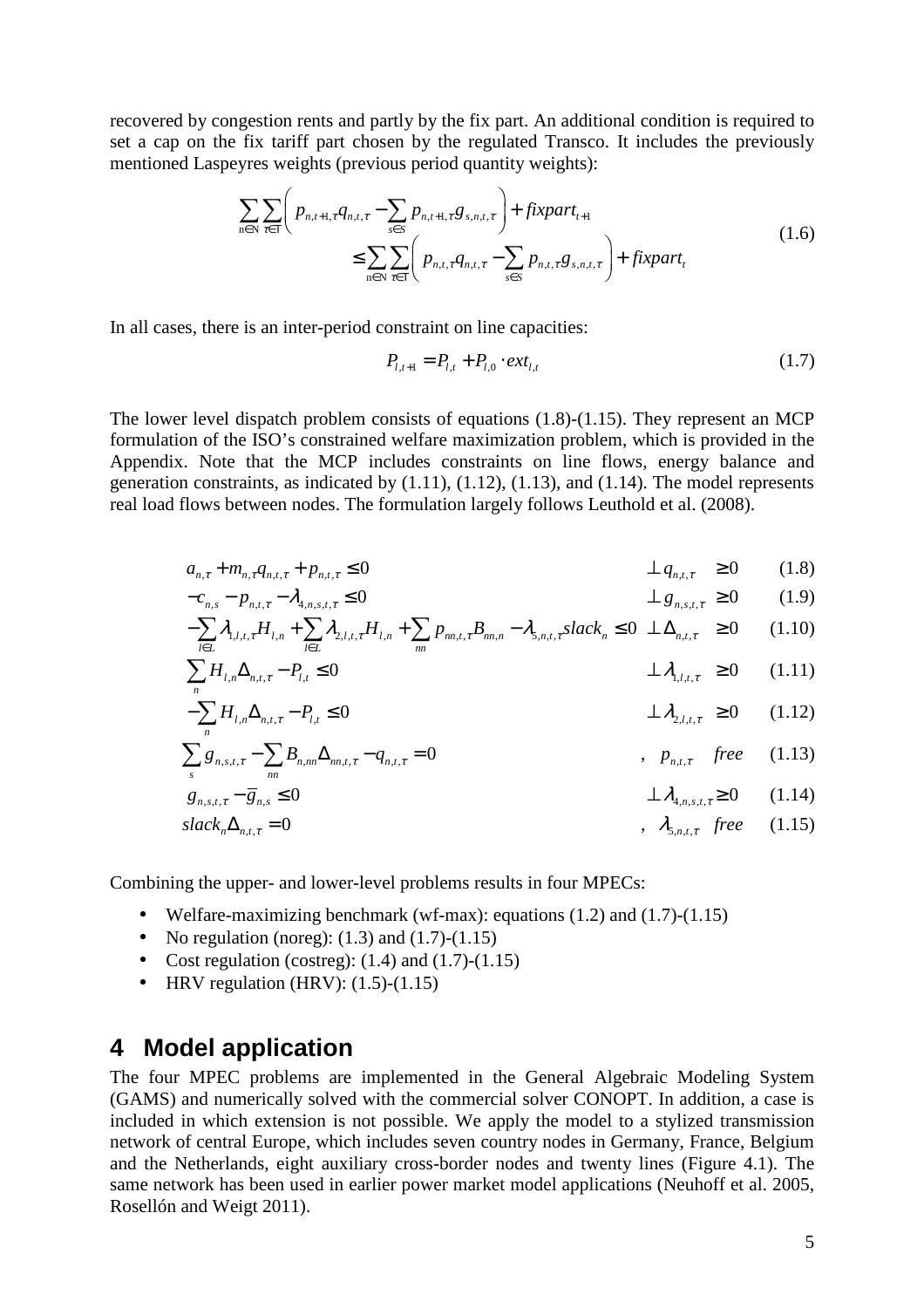recovered by congestion rents and partly by the fix part. An additional condition is required to set a cap on the fix tariff part chosen by the regulated Transco. It includes the previously mentioned Laspeyres weights (previous period quantity weights):

$$\sum_{n\in N}\sum_{\tau\in T}\left(p_{n,t+1,\tau}q_{n,t,\tau}-\sum_{s\in S}p_{n,t+1,\tau}g_{s,n,t,\tau}\right)+fixpart_{t+1} \\ \leq \sum_{n\in N}\sum_{\tau\in T}\left(p_{n,t,\tau}q_{n,t,\tau}-\sum_{s\in S}p_{n,t,\tau}g_{s,n,t,\tau}\right)+fixpart_{t} \tag{1.6}$$

In all cases, there is an inter-period constraint on line capacities:

$$P_{l,t+1}=P_{l,t}+P_{l,0}\cdot ext_{l,t} \tag{1.7}$$

The lower level dispatch problem consists of equations (1.8)-(1.15). They represent an MCP formulation of the ISO's constrained welfare maximization problem, which is provided in the Appendix. Note that the MCP includes constraints on line flows, energy balance and generation constraints, as indicated by (1.11), (1.12), (1.13), and (1.14). The model represents real load flows between nodes. The formulation largely follows Leuthold et al. (2008).

$$a_{n,\tau}+m_{n,\tau}q_{n,t,\tau}+p_{n,t,\tau}\leq 0 \qquad \perp q_{n,t,\tau}\geq 0 \tag{1.8}$$

$$-c_{n,s}-p_{n,t,\tau}-\lambda_{4,n,s,t,\tau}\leq 0 \qquad \perp g_{n,s,t,\tau}\geq 0 \tag{1.9}$$

$$-\sum_{l\in L}\lambda_{1,l,t,\tau}H_{l,n}+\sum_{l\in L}\lambda_{2,l,t,\tau}H_{l,n}+\sum_{nn}p_{nn,t,\tau}B_{nn,n}-\lambda_{5,n,t,\tau}slack_{n}\leq 0 \qquad \perp \Delta_{n,t,\tau}\geq 0 \tag{1.10}$$

$$\sum_{n}H_{l,n}\Delta_{n,t,\tau}-P_{l,t}\leq 0 \qquad \perp \lambda_{1,l,t,\tau}\geq 0 \tag{1.11}$$

$$-\sum_{n}H_{l,n}\Delta_{n,t,\tau}-P_{l,t}\leq 0 \qquad \perp \lambda_{2,l,t,\tau}\geq 0 \tag{1.12}$$

$$\sum_{s}g_{n,s,t,\tau}-\sum_{nn}B_{n,nn}\Delta_{nn,t,\tau}-q_{n,t,\tau}=0 \qquad ,\ p_{n,t,\tau}\ \ free \tag{1.13}$$

$$g_{n,s,t,\tau}-\overline{g}_{n,s}\leq 0 \qquad \perp \lambda_{4,n,s,t,\tau}\geq 0 \tag{1.14}$$

$$slack_{n}\Delta_{n,t,\tau}=0 \qquad ,\ \lambda_{5,n,t,\tau}\ \ free \tag{1.15}$$

Combining the upper- and lower-level problems results in four MPECs:

- Welfare-maximizing benchmark (wf-max): equations (1.2) and (1.7)-(1.15)
- No regulation (noreg): (1.3) and (1.7)-(1.15)
- Cost regulation (costreg): (1.4) and (1.7)-(1.15)
- HRV regulation (HRV): (1.5)-(1.15)

## 4 Model application

The four MPEC problems are implemented in the General Algebraic Modeling System (GAMS) and numerically solved with the commercial solver CONOPT. In addition, a case is included in which extension is not possible. We apply the model to a stylized transmission network of central Europe, which includes seven country nodes in Germany, France, Belgium and the Netherlands, eight auxiliary cross-border nodes and twenty lines (Figure 4.1). The same network has been used in earlier power market model applications (Neuhoff et al. 2005, Rosellón and Weigt 2011).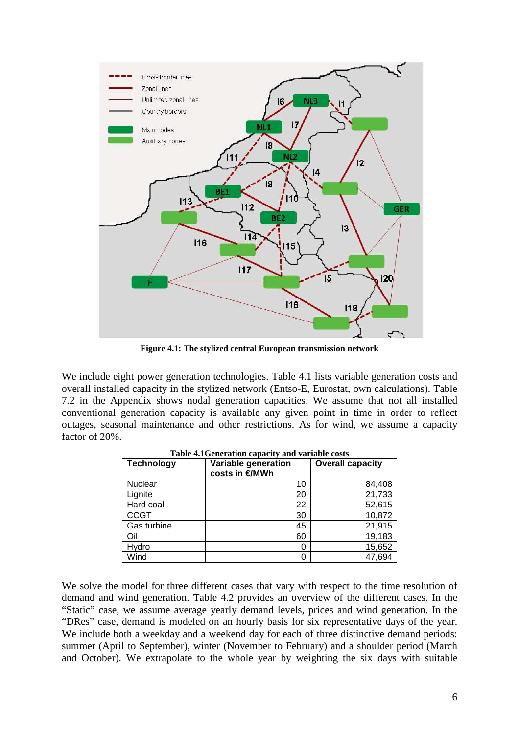**Figure 4.1: The stylized central European transmission network**

We include eight power generation technologies. Table 4.1 lists variable generation costs and overall installed capacity in the stylized network (Entso-E, Eurostat, own calculations). Table 7.2 in the Appendix shows nodal generation capacities. We assume that not all installed conventional generation capacity is available any given point in time in order to reflect outages, seasonal maintenance and other restrictions. As for wind, we assume a capacity factor of 20%.

**Table 4.1 Generation capacity and variable costs**

| Technology | Variable generation costs in €/MWh | Overall capacity |
|---|---|---|
| Nuclear | 10 | 84,408 |
| Lignite | 20 | 21,733 |
| Hard coal | 22 | 52,615 |
| CCGT | 30 | 10,872 |
| Gas turbine | 45 | 21,915 |
| Oil | 60 | 19,183 |
| Hydro | 0 | 15,652 |
| Wind | 0 | 47,694 |

We solve the model for three different cases that vary with respect to the time resolution of demand and wind generation. Table 4.2 provides an overview of the different cases. In the "Static" case, we assume average yearly demand levels, prices and wind generation. In the "DRes" case, demand is modeled on an hourly basis for six representative days of the year. We include both a weekday and a weekend day for each of three distinctive demand periods: summer (April to September), winter (November to February) and a shoulder period (March and October). We extrapolate to the whole year by weighting the six days with suitable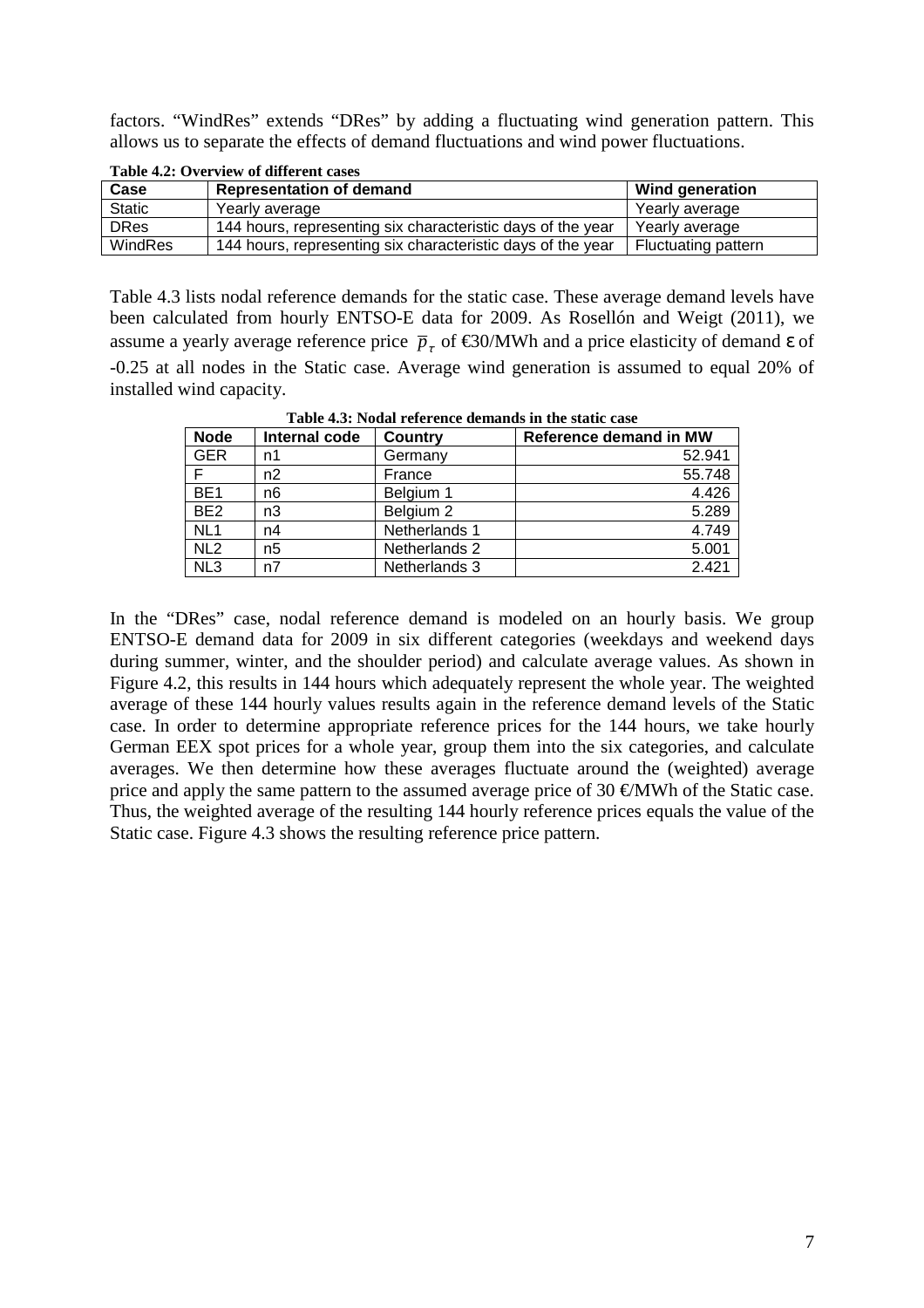factors. "WindRes" extends "DRes" by adding a fluctuating wind generation pattern. This allows us to separate the effects of demand fluctuations and wind power fluctuations.

**Table 4.2: Overview of different cases**

| Case | Representation of demand | Wind generation |
|---|---|---|
| Static | Yearly average | Yearly average |
| DRes | 144 hours, representing six characteristic days of the year | Yearly average |
| WindRes | 144 hours, representing six characteristic days of the year | Fluctuating pattern |

Table 4.3 lists nodal reference demands for the static case. These average demand levels have been calculated from hourly ENTSO-E data for 2009. As Rosellón and Weigt (2011), we assume a yearly average reference price $\overline{p}_{\tau}$ of €30/MWh and a price elasticity of demand $\varepsilon$ of -0.25 at all nodes in the Static case. Average wind generation is assumed to equal 20% of installed wind capacity.

**Table 4.3: Nodal reference demands in the static case**

| Node | Internal code | Country | Reference demand in MW |
|---|---|---|---|
| GER | n1 | Germany | 52.941 |
| F | n2 | France | 55.748 |
| BE1 | n6 | Belgium 1 | 4.426 |
| BE2 | n3 | Belgium 2 | 5.289 |
| NL1 | n4 | Netherlands 1 | 4.749 |
| NL2 | n5 | Netherlands 2 | 5.001 |
| NL3 | n7 | Netherlands 3 | 2.421 |

In the "DRes" case, nodal reference demand is modeled on an hourly basis. We group ENTSO-E demand data for 2009 in six different categories (weekdays and weekend days during summer, winter, and the shoulder period) and calculate average values. As shown in Figure 4.2, this results in 144 hours which adequately represent the whole year. The weighted average of these 144 hourly values results again in the reference demand levels of the Static case. In order to determine appropriate reference prices for the 144 hours, we take hourly German EEX spot prices for a whole year, group them into the six categories, and calculate averages. We then determine how these averages fluctuate around the (weighted) average price and apply the same pattern to the assumed average price of 30 €/MWh of the Static case. Thus, the weighted average of the resulting 144 hourly reference prices equals the value of the Static case. Figure 4.3 shows the resulting reference price pattern.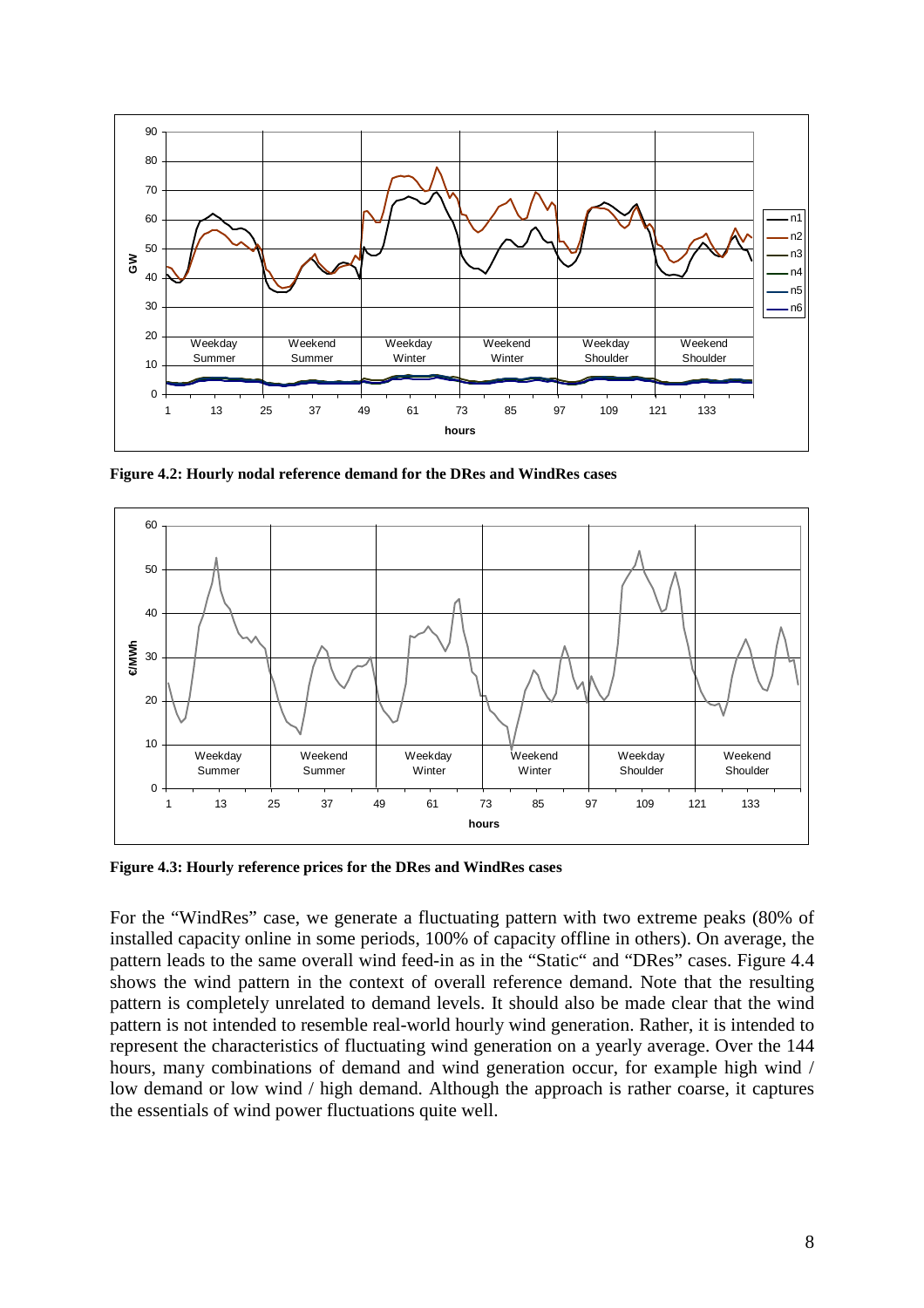**Figure 4.2: Hourly nodal reference demand for the DRes and WindRes cases**

**Figure 4.3: Hourly reference prices for the DRes and WindRes cases**

For the "WindRes" case, we generate a fluctuating pattern with two extreme peaks (80% of installed capacity online in some periods, 100% of capacity offline in others). On average, the pattern leads to the same overall wind feed-in as in the "Static" and "DRes" cases. Figure 4.4 shows the wind pattern in the context of overall reference demand. Note that the resulting pattern is completely unrelated to demand levels. It should also be made clear that the wind pattern is not intended to resemble real-world hourly wind generation. Rather, it is intended to represent the characteristics of fluctuating wind generation on a yearly average. Over the 144 hours, many combinations of demand and wind generation occur, for example high wind / low demand or low wind / high demand. Although the approach is rather coarse, it captures the essentials of wind power fluctuations quite well.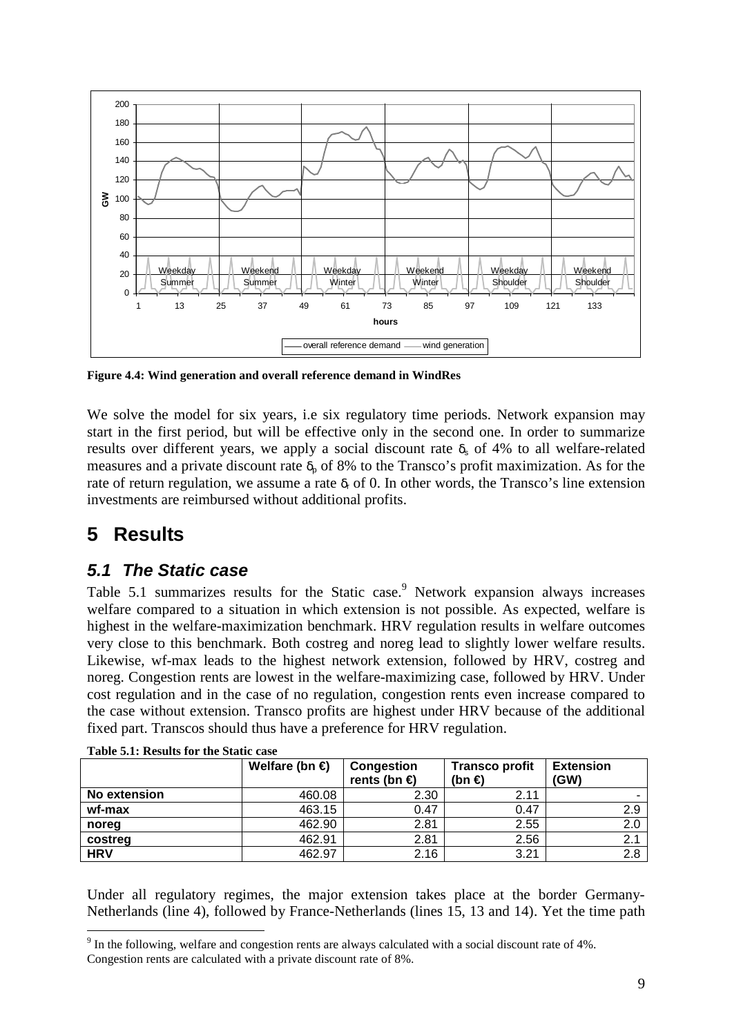Figure 4.4: Wind generation and overall reference demand in WindRes

We solve the model for six years, i.e six regulatory time periods. Network expansion may start in the first period, but will be effective only in the second one. In order to summarize results over different years, we apply a social discount rate $\delta_s$ of 4% to all welfare-related measures and a private discount rate $\delta_p$ of 8% to the Transco's profit maximization. As for the rate of return regulation, we assume a rate $\delta_r$ of 0. In other words, the Transco's line extension investments are reimbursed without additional profits.

# 5 Results

## *5.1 The Static case*

Table 5.1 summarizes results for the Static case.[9] Network expansion always increases welfare compared to a situation in which extension is not possible. As expected, welfare is highest in the welfare-maximization benchmark. HRV regulation results in welfare outcomes very close to this benchmark. Both costreg and noreg lead to slightly lower welfare results. Likewise, wf-max leads to the highest network extension, followed by HRV, costreg and noreg. Congestion rents are lowest in the welfare-maximizing case, followed by HRV. Under cost regulation and in the case of no regulation, congestion rents even increase compared to the case without extension. Transco profits are highest under HRV because of the additional fixed part. Transcos should thus have a preference for HRV regulation.

**Table 5.1: Results for the Static case**

| | Welfare (bn €) | Congestion rents (bn €) | Transco profit (bn €) | Extension (GW) |
|---|---|---|---|---|
| **No extension** | 460.08 | 2.30 | 2.11 | - |
| **wf-max** | 463.15 | 0.47 | 0.47 | 2.9 |
| **noreg** | 462.90 | 2.81 | 2.55 | 2.0 |
| **costreg** | 462.91 | 2.81 | 2.56 | 2.1 |
| **HRV** | 462.97 | 2.16 | 3.21 | 2.8 |

Under all regulatory regimes, the major extension takes place at the border Germany-Netherlands (line 4), followed by France-Netherlands (lines 15, 13 and 14). Yet the time path

[9] In the following, welfare and congestion rents are always calculated with a social discount rate of 4%. Congestion rents are calculated with a private discount rate of 8%.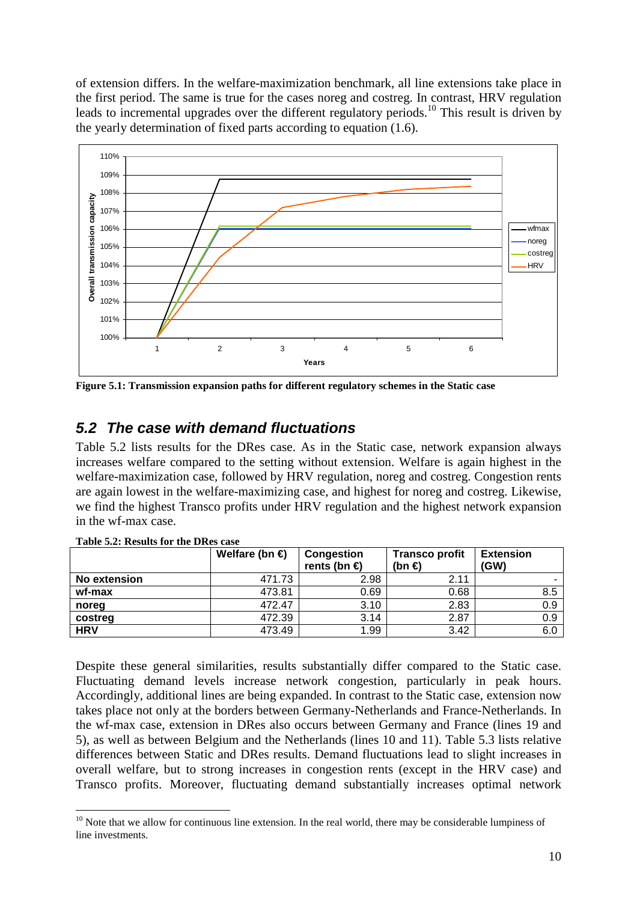of extension differs. In the welfare-maximization benchmark, all line extensions take place in the first period. The same is true for the cases noreg and costreg. In contrast, HRV regulation leads to incremental upgrades over the different regulatory periods.[10] This result is driven by the yearly determination of fixed parts according to equation (1.6).

**Figure 5.1: Transmission expansion paths for different regulatory schemes in the Static case**

## *5.2 The case with demand fluctuations*

Table 5.2 lists results for the DRes case. As in the Static case, network expansion always increases welfare compared to the setting without extension. Welfare is again highest in the welfare-maximization case, followed by HRV regulation, noreg and costreg. Congestion rents are again lowest in the welfare-maximizing case, and highest for noreg and costreg. Likewise, we find the highest Transco profits under HRV regulation and the highest network expansion in the wf-max case.

**Table 5.2: Results for the DRes case**

| | Welfare (bn €) | Congestion rents (bn €) | Transco profit (bn €) | Extension (GW) |
|---|---|---|---|---|
| **No extension** | 471.73 | 2.98 | 2.11 | - |
| **wf-max** | 473.81 | 0.69 | 0.68 | 8.5 |
| **noreg** | 472.47 | 3.10 | 2.83 | 0.9 |
| **costreg** | 472.39 | 3.14 | 2.87 | 0.9 |
| **HRV** | 473.49 | 1.99 | 3.42 | 6.0 |

Despite these general similarities, results substantially differ compared to the Static case. Fluctuating demand levels increase network congestion, particularly in peak hours. Accordingly, additional lines are being expanded. In contrast to the Static case, extension now takes place not only at the borders between Germany-Netherlands and France-Netherlands. In the wf-max case, extension in DRes also occurs between Germany and France (lines 19 and 5), as well as between Belgium and the Netherlands (lines 10 and 11). Table 5.3 lists relative differences between Static and DRes results. Demand fluctuations lead to slight increases in overall welfare, but to strong increases in congestion rents (except in the HRV case) and Transco profits. Moreover, fluctuating demand substantially increases optimal network

[10] Note that we allow for continuous line extension. In the real world, there may be considerable lumpiness of line investments.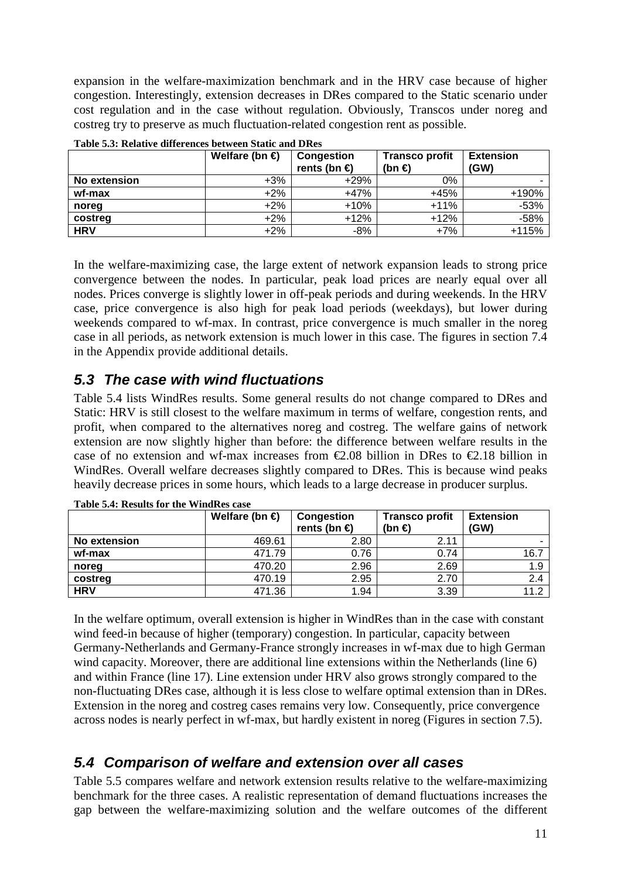expansion in the welfare-maximization benchmark and in the HRV case because of higher congestion. Interestingly, extension decreases in DRes compared to the Static scenario under cost regulation and in the case without regulation. Obviously, Transcos under noreg and costreg try to preserve as much fluctuation-related congestion rent as possible.

**Table 5.3: Relative differences between Static and DRes**

| | Welfare (bn €) | Congestion rents (bn €) | Transco profit (bn €) | Extension (GW) |
|---|---|---|---|---|
| **No extension** | +3% | +29% | 0% | - |
| **wf-max** | +2% | +47% | +45% | +190% |
| **noreg** | +2% | +10% | +11% | -53% |
| **costreg** | +2% | +12% | +12% | -58% |
| **HRV** | +2% | -8% | +7% | +115% |

In the welfare-maximizing case, the large extent of network expansion leads to strong price convergence between the nodes. In particular, peak load prices are nearly equal over all nodes. Prices converge is slightly lower in off-peak periods and during weekends. In the HRV case, price convergence is also high for peak load periods (weekdays), but lower during weekends compared to wf-max. In contrast, price convergence is much smaller in the noreg case in all periods, as network extension is much lower in this case. The figures in section 7.4 in the Appendix provide additional details.

## *5.3 The case with wind fluctuations*

Table 5.4 lists WindRes results. Some general results do not change compared to DRes and Static: HRV is still closest to the welfare maximum in terms of welfare, congestion rents, and profit, when compared to the alternatives noreg and costreg. The welfare gains of network extension are now slightly higher than before: the difference between welfare results in the case of no extension and wf-max increases from €2.08 billion in DRes to €2.18 billion in WindRes. Overall welfare decreases slightly compared to DRes. This is because wind peaks heavily decrease prices in some hours, which leads to a large decrease in producer surplus.

**Table 5.4: Results for the WindRes case**

| | Welfare (bn €) | Congestion rents (bn €) | Transco profit (bn €) | Extension (GW) |
|---|---|---|---|---|
| **No extension** | 469.61 | 2.80 | 2.11 | - |
| **wf-max** | 471.79 | 0.76 | 0.74 | 16.7 |
| **noreg** | 470.20 | 2.96 | 2.69 | 1.9 |
| **costreg** | 470.19 | 2.95 | 2.70 | 2.4 |
| **HRV** | 471.36 | 1.94 | 3.39 | 11.2 |

In the welfare optimum, overall extension is higher in WindRes than in the case with constant wind feed-in because of higher (temporary) congestion. In particular, capacity between Germany-Netherlands and Germany-France strongly increases in wf-max due to high German wind capacity. Moreover, there are additional line extensions within the Netherlands (line 6) and within France (line 17). Line extension under HRV also grows strongly compared to the non-fluctuating DRes case, although it is less close to welfare optimal extension than in DRes. Extension in the noreg and costreg cases remains very low. Consequently, price convergence across nodes is nearly perfect in wf-max, but hardly existent in noreg (Figures in section 7.5).

## *5.4 Comparison of welfare and extension over all cases*

Table 5.5 compares welfare and network extension results relative to the welfare-maximizing benchmark for the three cases. A realistic representation of demand fluctuations increases the gap between the welfare-maximizing solution and the welfare outcomes of the different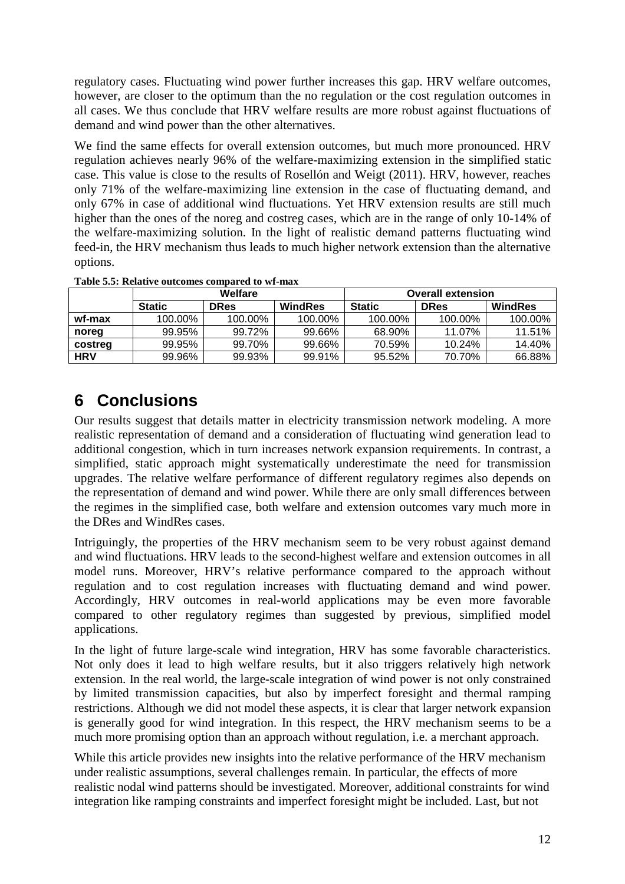regulatory cases. Fluctuating wind power further increases this gap. HRV welfare outcomes, however, are closer to the optimum than the no regulation or the cost regulation outcomes in all cases. We thus conclude that HRV welfare results are more robust against fluctuations of demand and wind power than the other alternatives.

We find the same effects for overall extension outcomes, but much more pronounced. HRV regulation achieves nearly 96% of the welfare-maximizing extension in the simplified static case. This value is close to the results of Rosellón and Weigt (2011). HRV, however, reaches only 71% of the welfare-maximizing line extension in the case of fluctuating demand, and only 67% in case of additional wind fluctuations. Yet HRV extension results are still much higher than the ones of the noreg and costreg cases, which are in the range of only 10-14% of the welfare-maximizing solution. In the light of realistic demand patterns fluctuating wind feed-in, the HRV mechanism thus leads to much higher network extension than the alternative options.

**Table 5.5: Relative outcomes compared to wf-max**

| | Welfare | | | Overall extension | | |
|---|---|---|---|---|---|---|
| | **Static** | **DRes** | **WindRes** | **Static** | **DRes** | **WindRes** |
| **wf-max** | 100.00% | 100.00% | 100.00% | 100.00% | 100.00% | 100.00% |
| **noreg** | 99.95% | 99.72% | 99.66% | 68.90% | 11.07% | 11.51% |
| **costreg** | 99.95% | 99.70% | 99.66% | 70.59% | 10.24% | 14.40% |
| **HRV** | 99.96% | 99.93% | 99.91% | 95.52% | 70.70% | 66.88% |

# 6 Conclusions

Our results suggest that details matter in electricity transmission network modeling. A more realistic representation of demand and a consideration of fluctuating wind generation lead to additional congestion, which in turn increases network expansion requirements. In contrast, a simplified, static approach might systematically underestimate the need for transmission upgrades. The relative welfare performance of different regulatory regimes also depends on the representation of demand and wind power. While there are only small differences between the regimes in the simplified case, both welfare and extension outcomes vary much more in the DRes and WindRes cases.

Intriguingly, the properties of the HRV mechanism seem to be very robust against demand and wind fluctuations. HRV leads to the second-highest welfare and extension outcomes in all model runs. Moreover, HRV's relative performance compared to the approach without regulation and to cost regulation increases with fluctuating demand and wind power. Accordingly, HRV outcomes in real-world applications may be even more favorable compared to other regulatory regimes than suggested by previous, simplified model applications.

In the light of future large-scale wind integration, HRV has some favorable characteristics. Not only does it lead to high welfare results, but it also triggers relatively high network extension. In the real world, the large-scale integration of wind power is not only constrained by limited transmission capacities, but also by imperfect foresight and thermal ramping restrictions. Although we did not model these aspects, it is clear that larger network expansion is generally good for wind integration. In this respect, the HRV mechanism seems to be a much more promising option than an approach without regulation, i.e. a merchant approach.

While this article provides new insights into the relative performance of the HRV mechanism under realistic assumptions, several challenges remain. In particular, the effects of more realistic nodal wind patterns should be investigated. Moreover, additional constraints for wind integration like ramping constraints and imperfect foresight might be included. Last, but not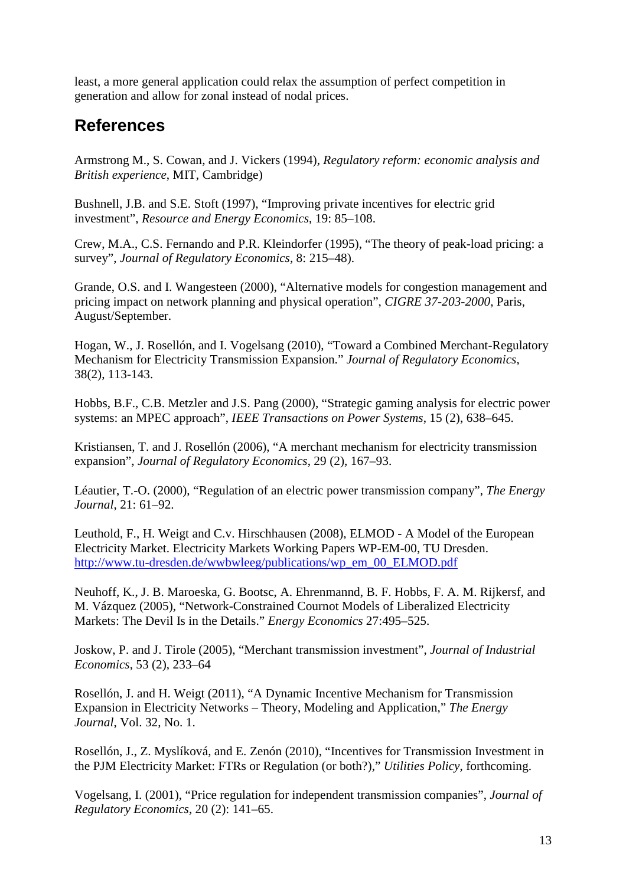least, a more general application could relax the assumption of perfect competition in generation and allow for zonal instead of nodal prices.

## References

Armstrong M., S. Cowan, and J. Vickers (1994), *Regulatory reform: economic analysis and British experience*, MIT, Cambridge)

Bushnell, J.B. and S.E. Stoft (1997), "Improving private incentives for electric grid investment", *Resource and Energy Economics*, 19: 85–108.

Crew, M.A., C.S. Fernando and P.R. Kleindorfer (1995), "The theory of peak-load pricing: a survey", *Journal of Regulatory Economics*, 8: 215–48).

Grande, O.S. and I. Wangesteen (2000), "Alternative models for congestion management and pricing impact on network planning and physical operation", *CIGRE 37-203-2000*, Paris, August/September.

Hogan, W., J. Rosellón, and I. Vogelsang (2010), "Toward a Combined Merchant-Regulatory Mechanism for Electricity Transmission Expansion." *Journal of Regulatory Economics*, 38(2), 113-143.

Hobbs, B.F., C.B. Metzler and J.S. Pang (2000), "Strategic gaming analysis for electric power systems: an MPEC approach", *IEEE Transactions on Power Systems*, 15 (2), 638–645.

Kristiansen, T. and J. Rosellón (2006), "A merchant mechanism for electricity transmission expansion", *Journal of Regulatory Economics*, 29 (2), 167–93.

Léautier, T.-O. (2000), "Regulation of an electric power transmission company", *The Energy Journal*, 21: 61–92.

Leuthold, F., H. Weigt and C.v. Hirschhausen (2008), ELMOD - A Model of the European Electricity Market. Electricity Markets Working Papers WP-EM-00, TU Dresden. [http://www.tu-dresden.de/wwbwleeg/publications/wp_em_00_ELMOD.pdf](http://www.tu-dresden.de/wwbwleeg/publications/wp_em_00_ELMOD.pdf)

Neuhoff, K., J. B. Maroeska, G. Bootsc, A. Ehrenmannd, B. F. Hobbs, F. A. M. Rijkersf, and M. Vázquez (2005), "Network-Constrained Cournot Models of Liberalized Electricity Markets: The Devil Is in the Details." *Energy Economics* 27:495–525.

Joskow, P. and J. Tirole (2005), "Merchant transmission investment", *Journal of Industrial Economics*, 53 (2), 233–64

Rosellón, J. and H. Weigt (2011), "A Dynamic Incentive Mechanism for Transmission Expansion in Electricity Networks – Theory, Modeling and Application," *The Energy Journal*, Vol. 32, No. 1.

Rosellón, J., Z. Myslíková, and E. Zenón (2010), "Incentives for Transmission Investment in the PJM Electricity Market: FTRs or Regulation (or both?)," *Utilities Policy*, forthcoming.

Vogelsang, I. (2001), "Price regulation for independent transmission companies", *Journal of Regulatory Economics*, 20 (2): 141–65.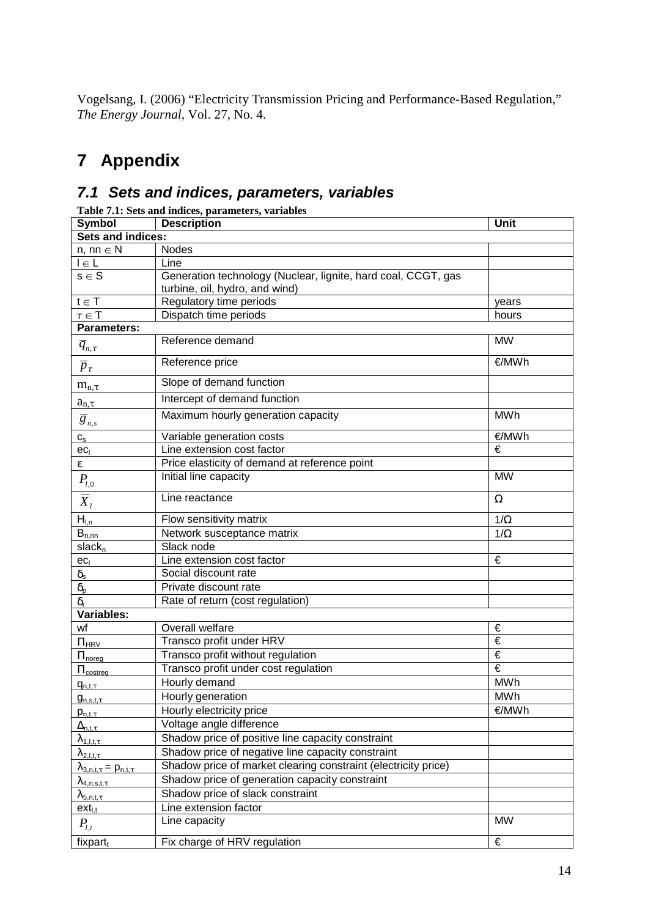Vogelsang, I. (2006) "Electricity Transmission Pricing and Performance-Based Regulation," *The Energy Journal*, Vol. 27, No. 4.

# 7 Appendix

## 7.1 Sets and indices, parameters, variables

**Table 7.1: Sets and indices, parameters, variables**

| Symbol | Description | Unit |
|---|---|---|
| **Sets and indices:** | | |
| $n, nn \in N$ | Nodes | |
| $l \in L$ | Line | |
| $s \in S$ | Generation technology (Nuclear, lignite, hard coal, CCGT, gas turbine, oil, hydro, and wind) | |
| $t \in T$ | Regulatory time periods | years |
| $\tau \in \mathrm{T}$ | Dispatch time periods | hours |
| **Parameters:** | | |
| $\overline{q}_{n,\tau}$ | Reference demand | MW |
| $\overline{p}_{\tau}$ | Reference price | €/MWh |
| $m_{n,\tau}$ | Slope of demand function | |
| $a_{n,\tau}$ | Intercept of demand function | |
| $\overline{g}_{n,s}$ | Maximum hourly generation capacity | MWh |
| $c_s$ | Variable generation costs | €/MWh |
| $ec_l$ | Line extension cost factor | € |
| $\varepsilon$ | Price elasticity of demand at reference point | |
| $P_{l,0}$ | Initial line capacity | MW |
| $\overline{X}_l$ | Line reactance | Ω |
| $H_{l,n}$ | Flow sensitivity matrix | 1/Ω |
| $B_{n,nn}$ | Network susceptance matrix | 1/Ω |
| $slack_n$ | Slack node | |
| $ec_l$ | Line extension cost factor | € |
| $\delta_s$ | Social discount rate | |
| $\delta_p$ | Private discount rate | |
| $\delta_r$ | Rate of return (cost regulation) | |
| **Variables:** | | |
| wf | Overall welfare | € |
| $\Pi_{HRV}$ | Transco profit under HRV | € |
| $\Pi_{noreg}$ | Transco profit without regulation | € |
| $\Pi_{costreg}$ | Transco profit under cost regulation | € |
| $q_{n,t,\tau}$ | Hourly demand | MWh |
| $g_{n,s,t,\tau}$ | Hourly generation | MWh |
| $p_{n,t,\tau}$ | Hourly electricity price | €/MWh |
| $\Delta_{n,t,\tau}$ | Voltage angle difference | |
| $\lambda_{1,l,t,\tau}$ | Shadow price of positive line capacity constraint | |
| $\lambda_{2,l,t,\tau}$ | Shadow price of negative line capacity constraint | |
| $\lambda_{3,n,t,\tau} = p_{n,t,\tau}$ | Shadow price of market clearing constraint (electricity price) | |
| $\lambda_{4,n,s,t,\tau}$ | Shadow price of generation capacity constraint | |
| $\lambda_{5,n,t,\tau}$ | Shadow price of slack constraint | |
| $ext_{l,t}$ | Line extension factor | |
| $P_{l,t}$ | Line capacity | MW |
| $fixpart_t$ | Fix charge of HRV regulation | € |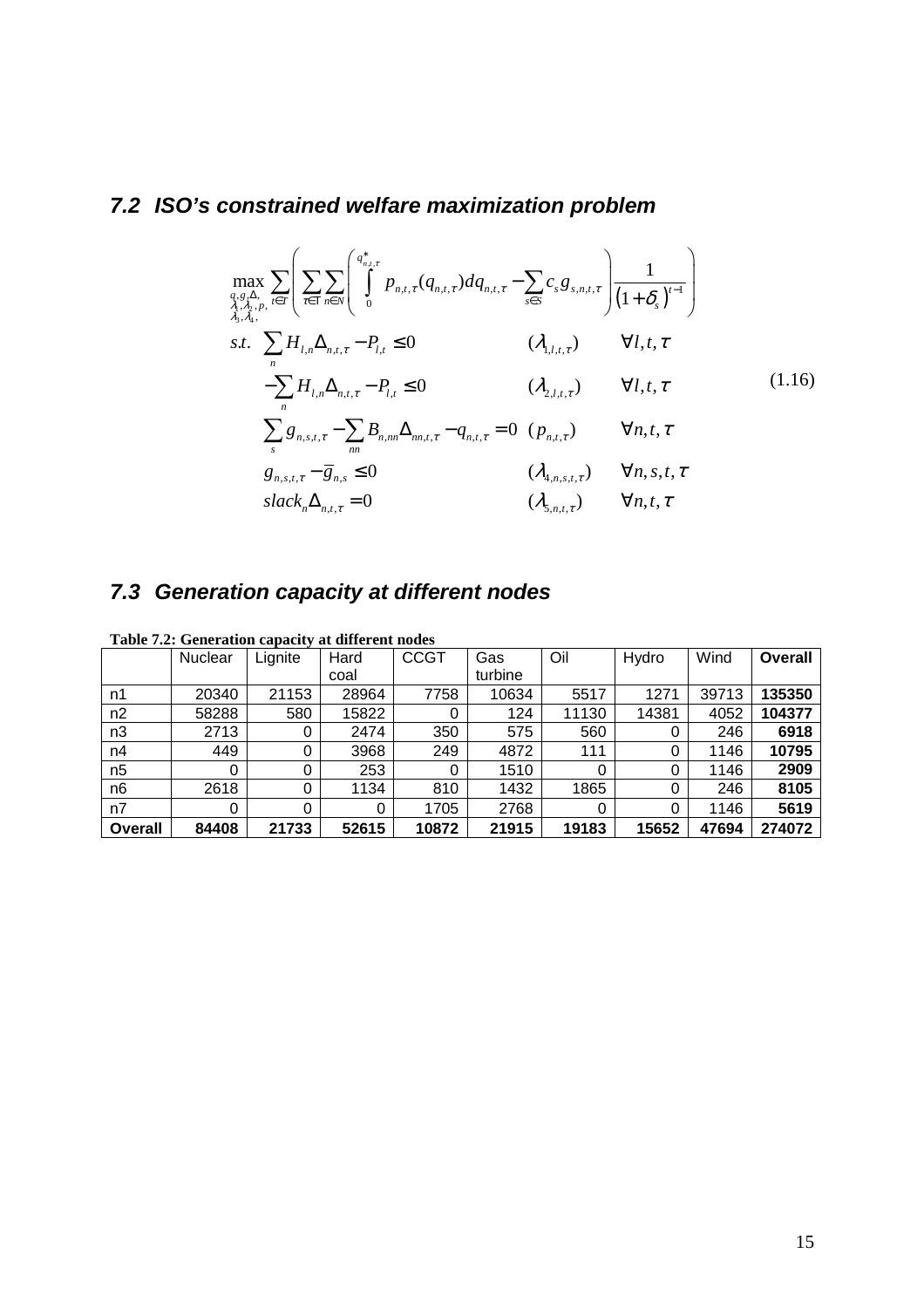## 7.2 ISO's constrained welfare maximization problem

$$
\begin{aligned}
&\max_{\substack{q,g,\Delta,\\ \lambda_1,\lambda_2,p,\\ \lambda_3,\lambda_4,}} \sum_{t\in T}\left(\sum_{\tau\in \Gamma}\sum_{n\in N}\left(\int_0^{q^*_{n,t,\tau}} p_{n,t,\tau}(q_{n,t,\tau})dq_{n,t,\tau} - \sum_{s\in S} c_s g_{s,n,t,\tau}\right)\frac{1}{\left(1+\delta_s\right)^{t-1}}\right) \\
&s.t. \quad \sum_n H_{l,n}\Delta_{n,t,\tau} - P_{l,t} \le 0 \qquad (\lambda_{1,l,t,\tau}) \qquad \forall l,t,\tau \\
&\qquad -\sum_n H_{l,n}\Delta_{n,t,\tau} - P_{l,t} \le 0 \qquad (\lambda_{2,l,t,\tau}) \qquad \forall l,t,\tau \\
&\qquad \sum_s g_{n,s,t,\tau} - \sum_{nn} B_{n,nn}\Delta_{nn,t,\tau} - q_{n,t,\tau} = 0 \quad (p_{n,t,\tau}) \qquad \forall n,t,\tau \\
&\qquad g_{n,s,t,\tau} - \overline{g}_{n,s} \le 0 \qquad (\lambda_{4,n,s,t,\tau}) \qquad \forall n,s,t,\tau \\
&\qquad slack_n\Delta_{n,t,\tau} = 0 \qquad (\lambda_{5,n,t,\tau}) \qquad \forall n,t,\tau
\end{aligned}
\tag{1.16}
$$

## 7.3 Generation capacity at different nodes

**Table 7.2: Generation capacity at different nodes**

| | Nuclear | Lignite | Hard coal | CCGT | Gas turbine | Oil | Hydro | Wind | **Overall** |
|---|---|---|---|---|---|---|---|---|---|
| n1 | 20340 | 21153 | 28964 | 7758 | 10634 | 5517 | 1271 | 39713 | **135350** |
| n2 | 58288 | 580 | 15822 | 0 | 124 | 11130 | 14381 | 4052 | **104377** |
| n3 | 2713 | 0 | 2474 | 350 | 575 | 560 | 0 | 246 | **6918** |
| n4 | 449 | 0 | 3968 | 249 | 4872 | 111 | 0 | 1146 | **10795** |
| n5 | 0 | 0 | 253 | 0 | 1510 | 0 | 0 | 1146 | **2909** |
| n6 | 2618 | 0 | 1134 | 810 | 1432 | 1865 | 0 | 246 | **8105** |
| n7 | 0 | 0 | 0 | 1705 | 2768 | 0 | 0 | 1146 | **5619** |
| **Overall** | **84408** | **21733** | **52615** | **10872** | **21915** | **19183** | **15652** | **47694** | **274072** |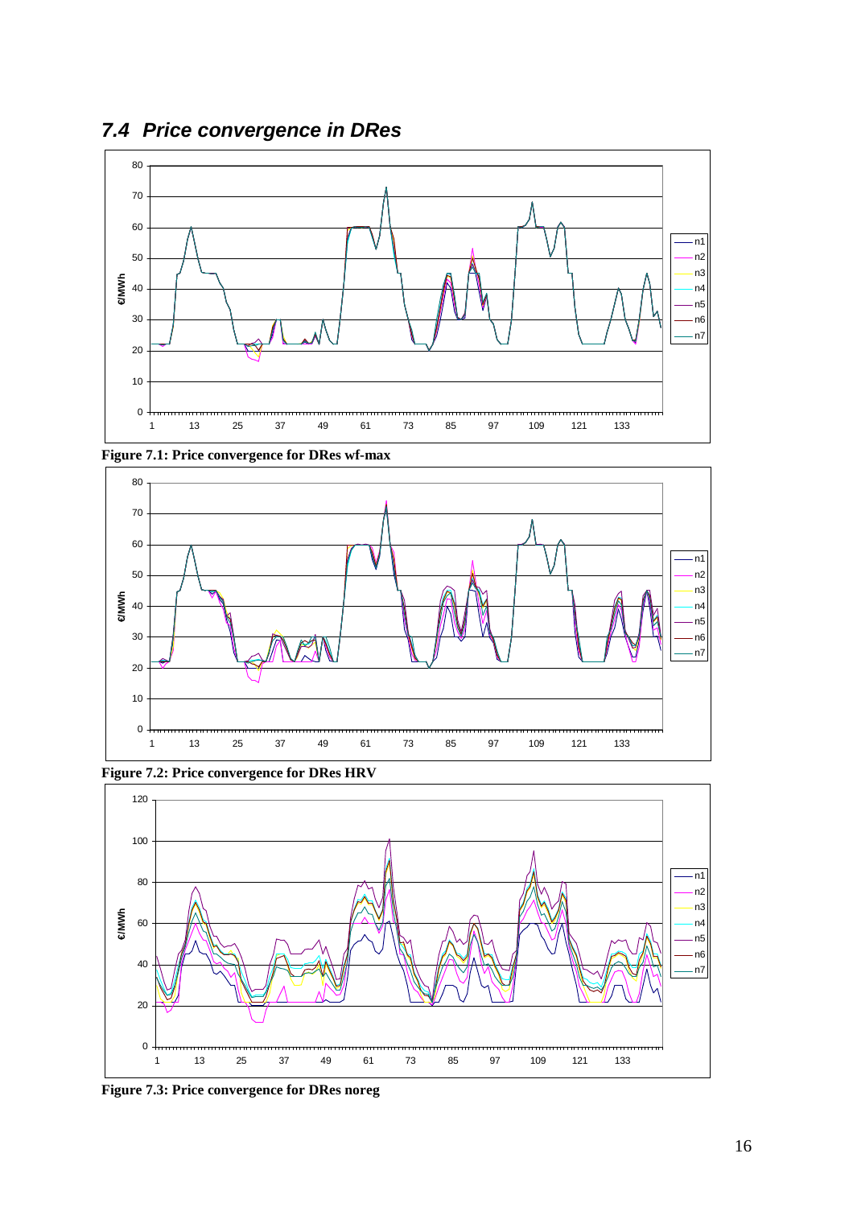## 7.4 Price convergence in DRes

Figure 7.1: Price convergence for DRes wf-max

Figure 7.2: Price convergence for DRes HRV

Figure 7.3: Price convergence for DRes noreg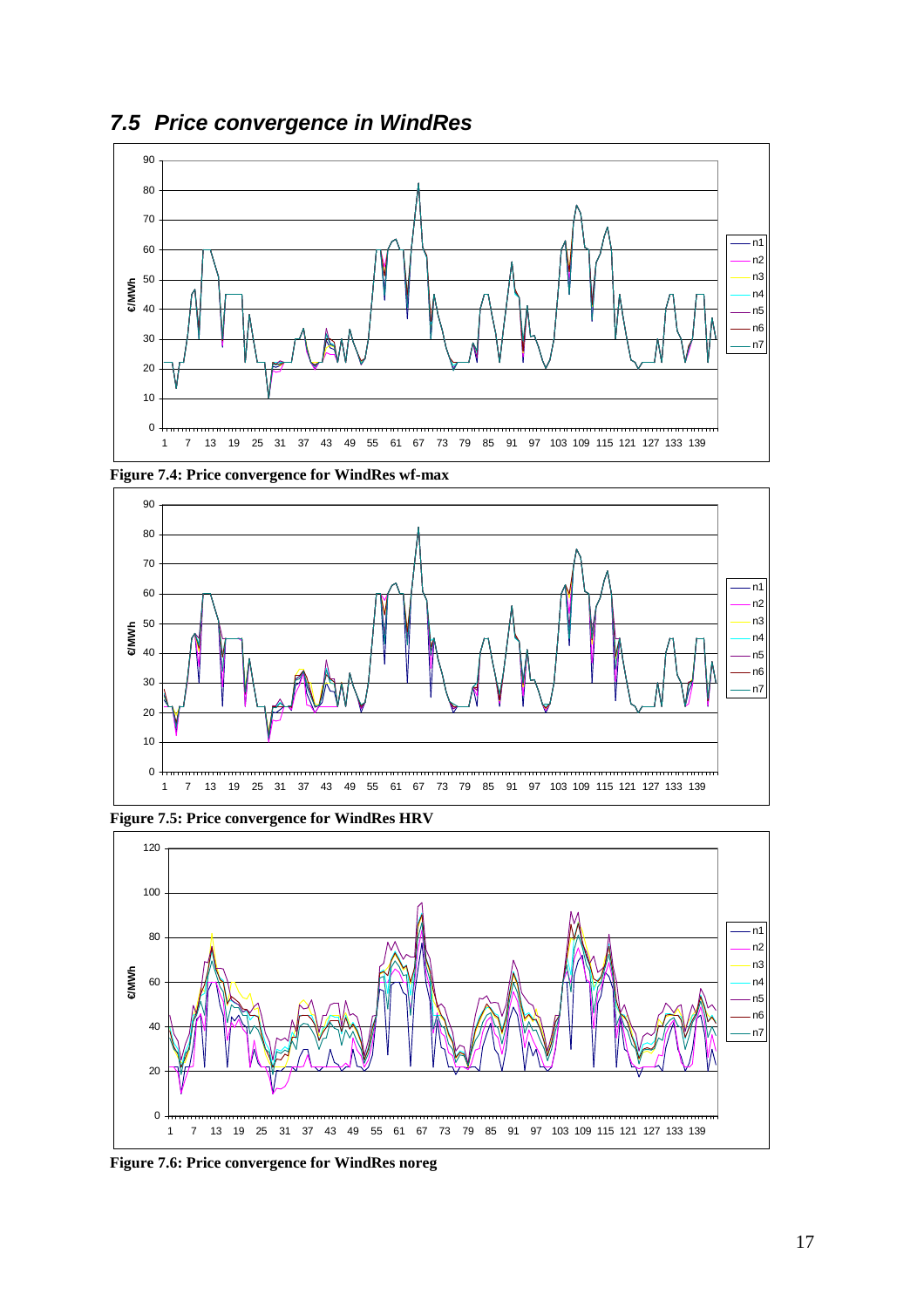## *7.5 Price convergence in WindRes*

90
80
70
60
50
40
30
20
10
0

€/MWh

1 7 13 19 25 31 37 43 49 55 61 67 73 79 85 91 97 103 109 115 121 127 133 139

n1
n2
n3
n4
n5
n6
n7

**Figure 7.4: Price convergence for WindRes wf-max**

90
80
70
60
50
40
30
20
10
0

€/MWh

1 7 13 19 25 31 37 43 49 55 61 67 73 79 85 91 97 103 109 115 121 127 133 139

n1
n2
n3
n4
n5
n6
n7

**Figure 7.5: Price convergence for WindRes HRV**

120
100
80
60
40
20
0

€/MWh

1 7 13 19 25 31 37 43 49 55 61 67 73 79 85 91 97 103 109 115 121 127 133 139

n1
n2
n3
n4
n5
n6
n7

**Figure 7.6: Price convergence for WindRes noreg**